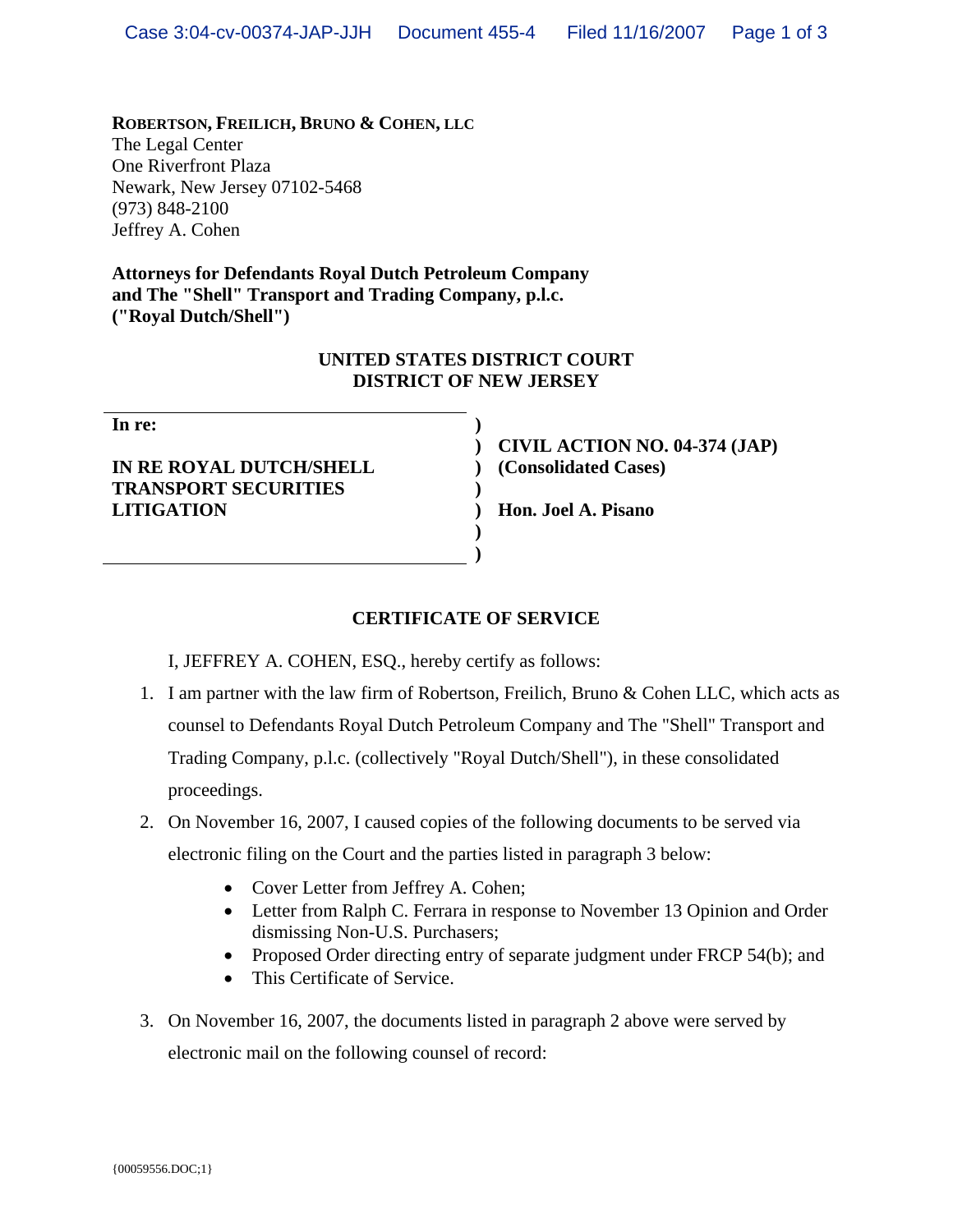**ROBERTSON, FREILICH, BRUNO & COHEN, LLC**
The Legal Center
One Riverfront Plaza
Newark, New Jersey 07102-5468
(973) 848-2100
Jeffrey A. Cohen

**Attorneys for Defendants Royal Dutch Petroleum Company and The "Shell" Transport and Trading Company, p.l.c. ("Royal Dutch/Shell")**

**UNITED STATES DISTRICT COURT**
**DISTRICT OF NEW JERSEY**

| | |
|---|---|
| **In re:** <br><br> **IN RE ROYAL DUTCH/SHELL TRANSPORT SECURITIES LITIGATION** | **CIVIL ACTION NO. 04-374 (JAP) (Consolidated Cases)** <br><br> **Hon. Joel A. Pisano** |

**CERTIFICATE OF SERVICE**

I, JEFFREY A. COHEN, ESQ., hereby certify as follows:

1. I am partner with the law firm of Robertson, Freilich, Bruno & Cohen LLC, which acts as counsel to Defendants Royal Dutch Petroleum Company and The "Shell" Transport and Trading Company, p.l.c. (collectively "Royal Dutch/Shell"), in these consolidated proceedings.

2. On November 16, 2007, I caused copies of the following documents to be served via electronic filing on the Court and the parties listed in paragraph 3 below:
   - Cover Letter from Jeffrey A. Cohen;
   - Letter from Ralph C. Ferrara in response to November 13 Opinion and Order dismissing Non-U.S. Purchasers;
   - Proposed Order directing entry of separate judgment under FRCP 54(b); and
   - This Certificate of Service.

3. On November 16, 2007, the documents listed in paragraph 2 above were served by electronic mail on the following counsel of record:

{00059556.DOC;1}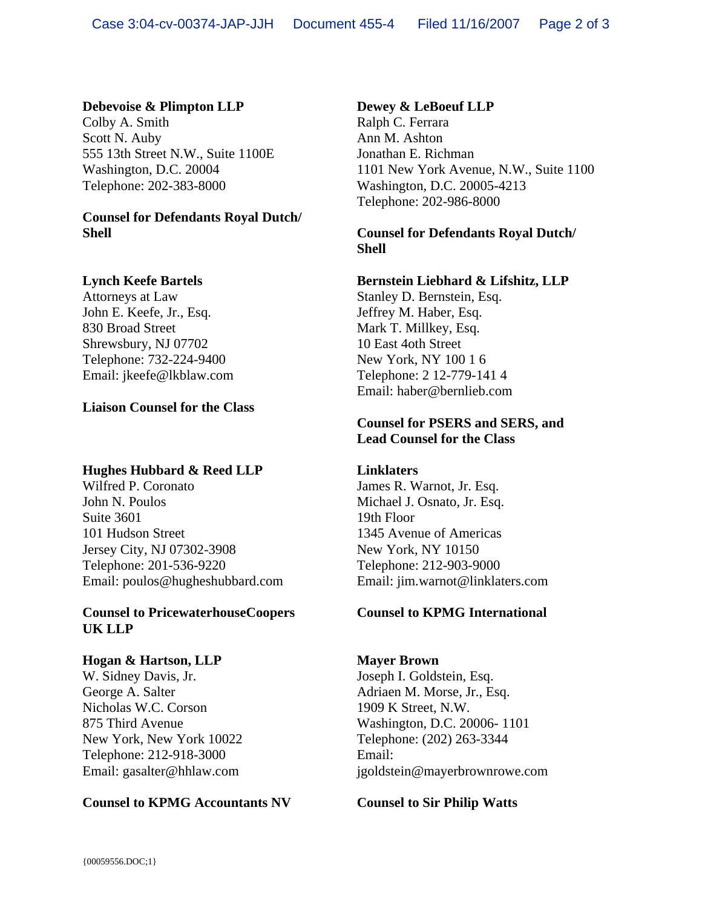**Debevoise & Plimpton LLP**
Colby A. Smith
Scott N. Auby
555 13th Street N.W., Suite 1100E
Washington, D.C. 20004
Telephone: 202-383-8000

**Counsel for Defendants Royal Dutch/ Shell**

**Dewey & LeBoeuf LLP**
Ralph C. Ferrara
Ann M. Ashton
Jonathan E. Richman
1101 New York Avenue, N.W., Suite 1100
Washington, D.C. 20005-4213
Telephone: 202-986-8000

**Counsel for Defendants Royal Dutch/ Shell**

**Lynch Keefe Bartels**
Attorneys at Law
John E. Keefe, Jr., Esq.
830 Broad Street
Shrewsbury, NJ 07702
Telephone: 732-224-9400
Email: jkeefe@lkblaw.com

**Liaison Counsel for the Class**

**Bernstein Liebhard & Lifshitz, LLP**
Stanley D. Bernstein, Esq.
Jeffrey M. Haber, Esq.
Mark T. Millkey, Esq.
10 East 4oth Street
New York, NY 100 1 6
Telephone: 2 12-779-141 4
Email: haber@bernlieb.com

**Counsel for PSERS and SERS, and Lead Counsel for the Class**

**Hughes Hubbard & Reed LLP**
Wilfred P. Coronato
John N. Poulos
Suite 3601
101 Hudson Street
Jersey City, NJ 07302-3908
Telephone: 201-536-9220
Email: poulos@hugheshubbard.com

**Counsel to PricewaterhouseCoopers UK LLP**

**Linklaters**
James R. Warnot, Jr. Esq.
Michael J. Osnato, Jr. Esq.
19th Floor
1345 Avenue of Americas
New York, NY 10150
Telephone: 212-903-9000
Email: jim.warnot@linklaters.com

**Counsel to KPMG International**

**Hogan & Hartson, LLP**
W. Sidney Davis, Jr.
George A. Salter
Nicholas W.C. Corson
875 Third Avenue
New York, New York 10022
Telephone: 212-918-3000
Email: gasalter@hhlaw.com

**Counsel to KPMG Accountants NV**

**Mayer Brown**
Joseph I. Goldstein, Esq.
Adriaen M. Morse, Jr., Esq.
1909 K Street, N.W.
Washington, D.C. 20006- 1101
Telephone: (202) 263-3344
Email:
jgoldstein@mayerbrownrowe.com

**Counsel to Sir Philip Watts**

{00059556.DOC;1}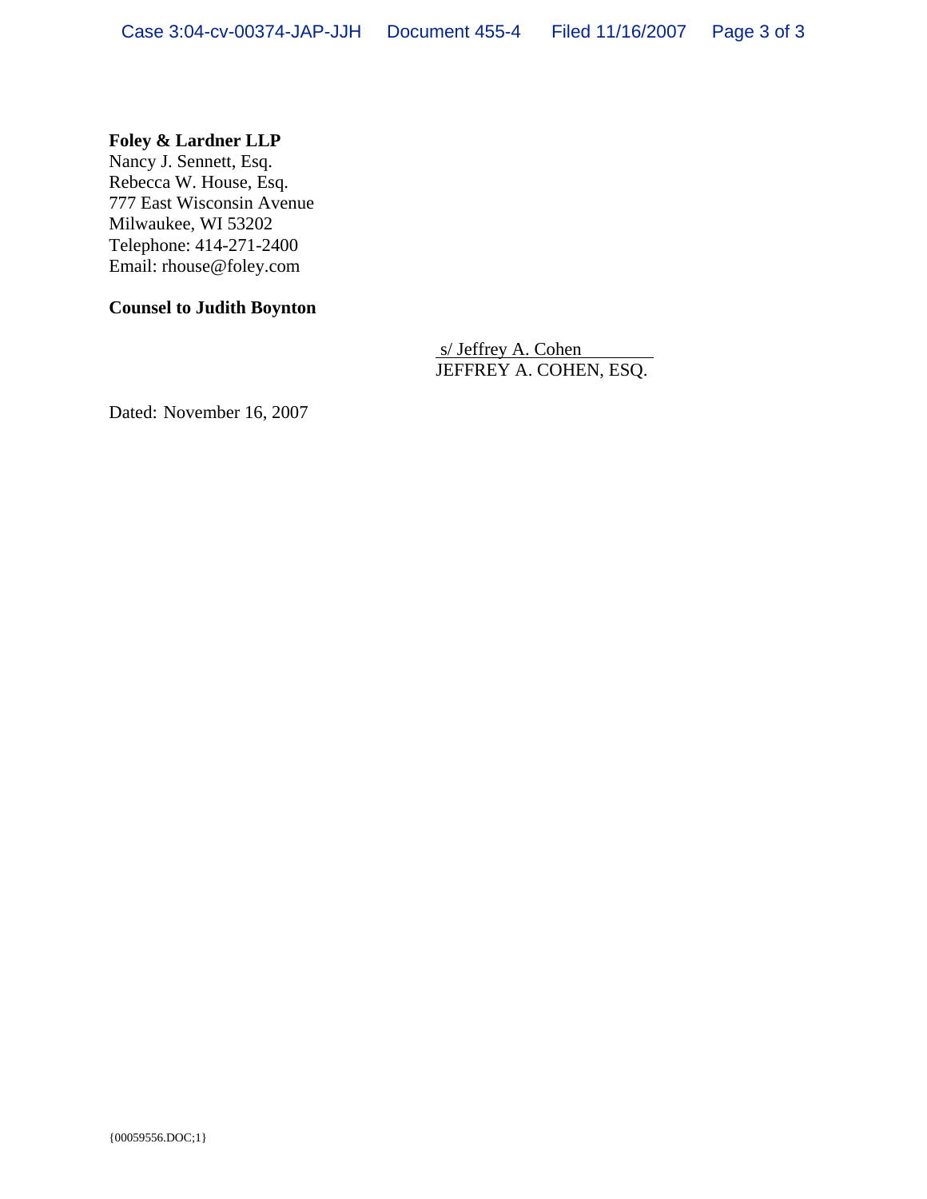**Foley & Lardner LLP**
Nancy J. Sennett, Esq.
Rebecca W. House, Esq.
777 East Wisconsin Avenue
Milwaukee, WI 53202
Telephone: 414-271-2400
Email: rhouse@foley.com

**Counsel to Judith Boynton**

s/ Jeffrey A. Cohen
JEFFREY A. COHEN, ESQ.

Dated: November 16, 2007

{00059556.DOC;1}